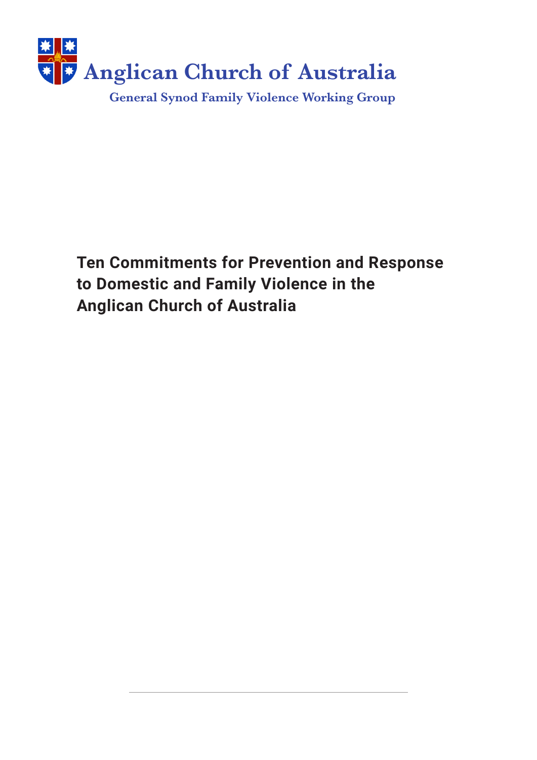Anglican Church of Australia

General Synod Family Violence Working Group

# Ten Commitments for Prevention and Response to Domestic and Family Violence in the Anglican Church of Australia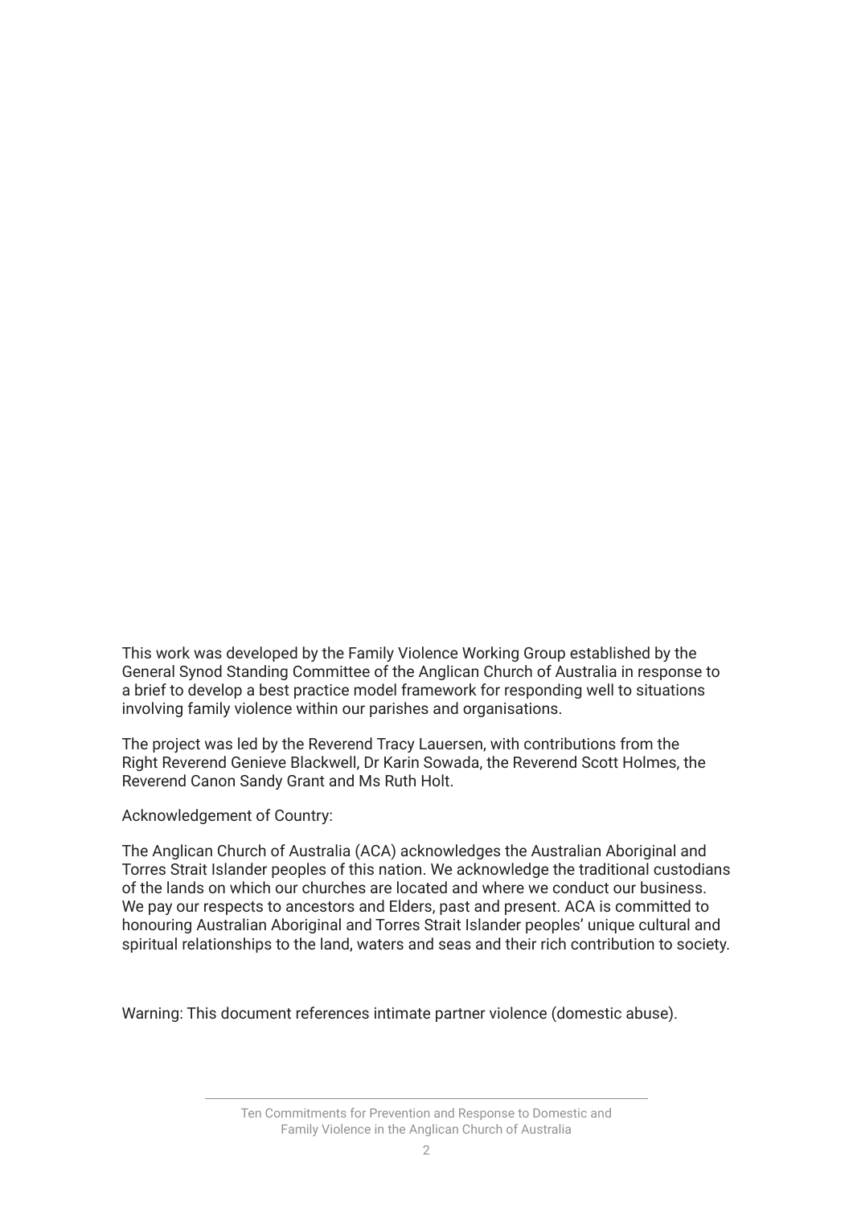This work was developed by the Family Violence Working Group established by the General Synod Standing Committee of the Anglican Church of Australia in response to a brief to develop a best practice model framework for responding well to situations involving family violence within our parishes and organisations.

The project was led by the Reverend Tracy Lauersen, with contributions from the Right Reverend Genieve Blackwell, Dr Karin Sowada, the Reverend Scott Holmes, the Reverend Canon Sandy Grant and Ms Ruth Holt.

Acknowledgement of Country:

The Anglican Church of Australia (ACA) acknowledges the Australian Aboriginal and Torres Strait Islander peoples of this nation. We acknowledge the traditional custodians of the lands on which our churches are located and where we conduct our business. We pay our respects to ancestors and Elders, past and present. ACA is committed to honouring Australian Aboriginal and Torres Strait Islander peoples' unique cultural and spiritual relationships to the land, waters and seas and their rich contribution to society.

Warning: This document references intimate partner violence (domestic abuse).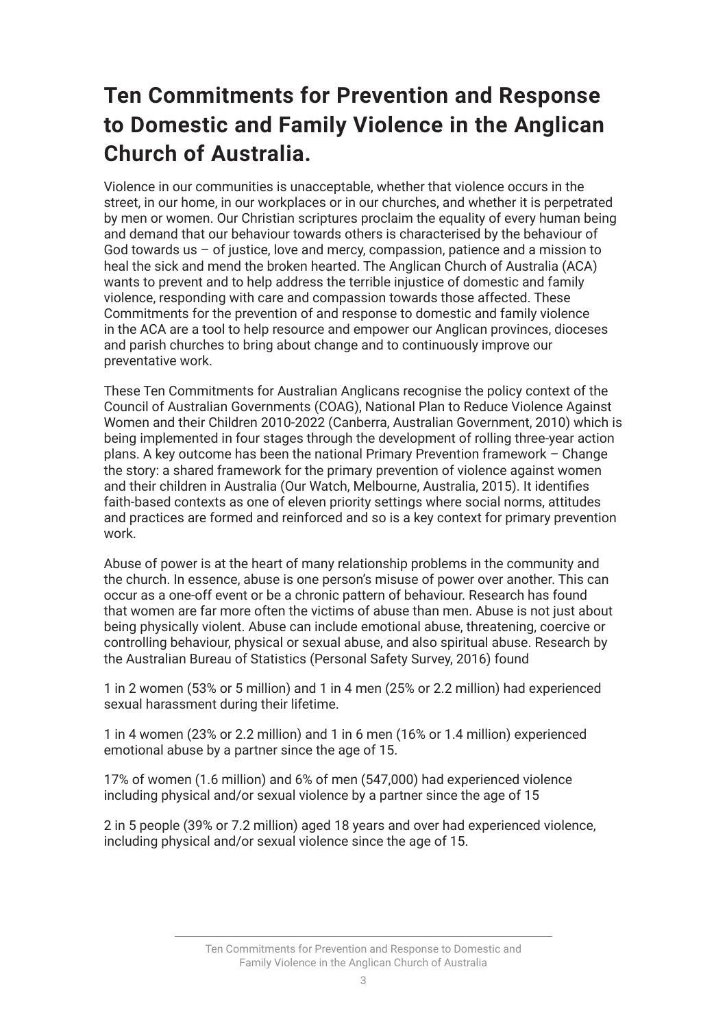# Ten Commitments for Prevention and Response to Domestic and Family Violence in the Anglican Church of Australia.

Violence in our communities is unacceptable, whether that violence occurs in the street, in our home, in our workplaces or in our churches, and whether it is perpetrated by men or women. Our Christian scriptures proclaim the equality of every human being and demand that our behaviour towards others is characterised by the behaviour of God towards us – of justice, love and mercy, compassion, patience and a mission to heal the sick and mend the broken hearted. The Anglican Church of Australia (ACA) wants to prevent and to help address the terrible injustice of domestic and family violence, responding with care and compassion towards those affected. These Commitments for the prevention of and response to domestic and family violence in the ACA are a tool to help resource and empower our Anglican provinces, dioceses and parish churches to bring about change and to continuously improve our preventative work.

These Ten Commitments for Australian Anglicans recognise the policy context of the Council of Australian Governments (COAG), National Plan to Reduce Violence Against Women and their Children 2010-2022 (Canberra, Australian Government, 2010) which is being implemented in four stages through the development of rolling three-year action plans. A key outcome has been the national Primary Prevention framework – Change the story: a shared framework for the primary prevention of violence against women and their children in Australia (Our Watch, Melbourne, Australia, 2015). It identifies faith-based contexts as one of eleven priority settings where social norms, attitudes and practices are formed and reinforced and so is a key context for primary prevention work.

Abuse of power is at the heart of many relationship problems in the community and the church. In essence, abuse is one person's misuse of power over another. This can occur as a one-off event or be a chronic pattern of behaviour. Research has found that women are far more often the victims of abuse than men. Abuse is not just about being physically violent. Abuse can include emotional abuse, threatening, coercive or controlling behaviour, physical or sexual abuse, and also spiritual abuse. Research by the Australian Bureau of Statistics (Personal Safety Survey, 2016) found

1 in 2 women (53% or 5 million) and 1 in 4 men (25% or 2.2 million) had experienced sexual harassment during their lifetime.

1 in 4 women (23% or 2.2 million) and 1 in 6 men (16% or 1.4 million) experienced emotional abuse by a partner since the age of 15.

17% of women (1.6 million) and 6% of men (547,000) had experienced violence including physical and/or sexual violence by a partner since the age of 15

2 in 5 people (39% or 7.2 million) aged 18 years and over had experienced violence, including physical and/or sexual violence since the age of 15.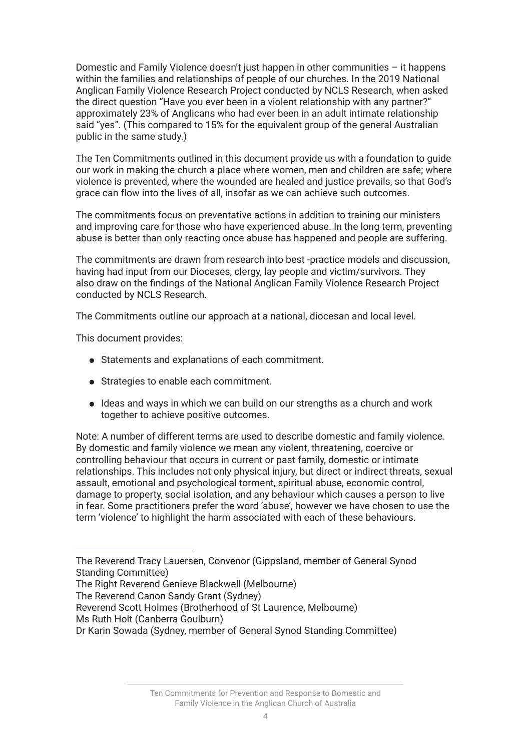Domestic and Family Violence doesn't just happen in other communities – it happens within the families and relationships of people of our churches. In the 2019 National Anglican Family Violence Research Project conducted by NCLS Research, when asked the direct question "Have you ever been in a violent relationship with any partner?" approximately 23% of Anglicans who had ever been in an adult intimate relationship said "yes". (This compared to 15% for the equivalent group of the general Australian public in the same study.)

The Ten Commitments outlined in this document provide us with a foundation to guide our work in making the church a place where women, men and children are safe; where violence is prevented, where the wounded are healed and justice prevails, so that God's grace can flow into the lives of all, insofar as we can achieve such outcomes.

The commitments focus on preventative actions in addition to training our ministers and improving care for those who have experienced abuse. In the long term, preventing abuse is better than only reacting once abuse has happened and people are suffering.

The commitments are drawn from research into best -practice models and discussion, having had input from our Dioceses, clergy, lay people and victim/survivors. They also draw on the findings of the National Anglican Family Violence Research Project conducted by NCLS Research.

The Commitments outline our approach at a national, diocesan and local level.

This document provides:

- Statements and explanations of each commitment.
- Strategies to enable each commitment.
- Ideas and ways in which we can build on our strengths as a church and work together to achieve positive outcomes.

Note: A number of different terms are used to describe domestic and family violence. By domestic and family violence we mean any violent, threatening, coercive or controlling behaviour that occurs in current or past family, domestic or intimate relationships. This includes not only physical injury, but direct or indirect threats, sexual assault, emotional and psychological torment, spiritual abuse, economic control, damage to property, social isolation, and any behaviour which causes a person to live in fear. Some practitioners prefer the word 'abuse', however we have chosen to use the term 'violence' to highlight the harm associated with each of these behaviours.

---

The Reverend Tracy Lauersen, Convenor (Gippsland, member of General Synod Standing Committee)
The Right Reverend Genieve Blackwell (Melbourne)
The Reverend Canon Sandy Grant (Sydney)
Reverend Scott Holmes (Brotherhood of St Laurence, Melbourne)
Ms Ruth Holt (Canberra Goulburn)
Dr Karin Sowada (Sydney, member of General Synod Standing Committee)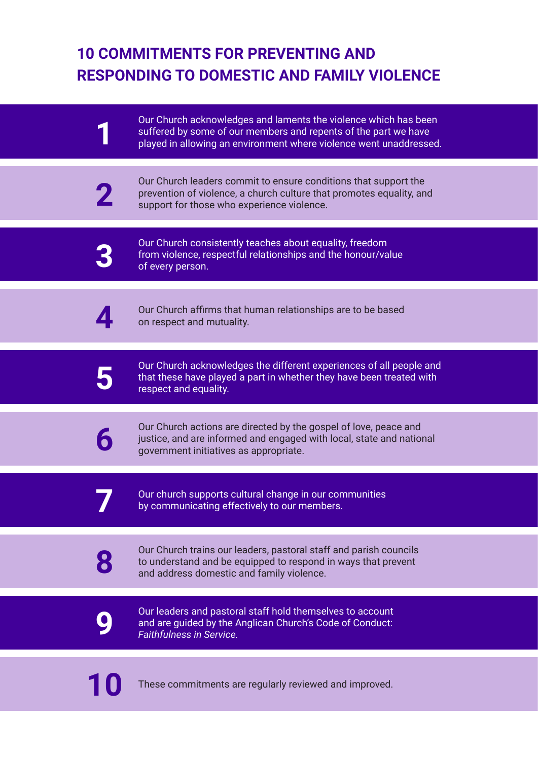# 10 COMMITMENTS FOR PREVENTING AND RESPONDING TO DOMESTIC AND FAMILY VIOLENCE

**1** Our Church acknowledges and laments the violence which has been suffered by some of our members and repents of the part we have played in allowing an environment where violence went unaddressed.

**2** Our Church leaders commit to ensure conditions that support the prevention of violence, a church culture that promotes equality, and support for those who experience violence.

**3** Our Church consistently teaches about equality, freedom from violence, respectful relationships and the honour/value of every person.

**4** Our Church affirms that human relationships are to be based on respect and mutuality.

**5** Our Church acknowledges the different experiences of all people and that these have played a part in whether they have been treated with respect and equality.

**6** Our Church actions are directed by the gospel of love, peace and justice, and are informed and engaged with local, state and national government initiatives as appropriate.

**7** Our church supports cultural change in our communities by communicating effectively to our members.

**8** Our Church trains our leaders, pastoral staff and parish councils to understand and be equipped to respond in ways that prevent and address domestic and family violence.

**9** Our leaders and pastoral staff hold themselves to account and are guided by the Anglican Church's Code of Conduct: *Faithfulness in Service.*

**10** These commitments are regularly reviewed and improved.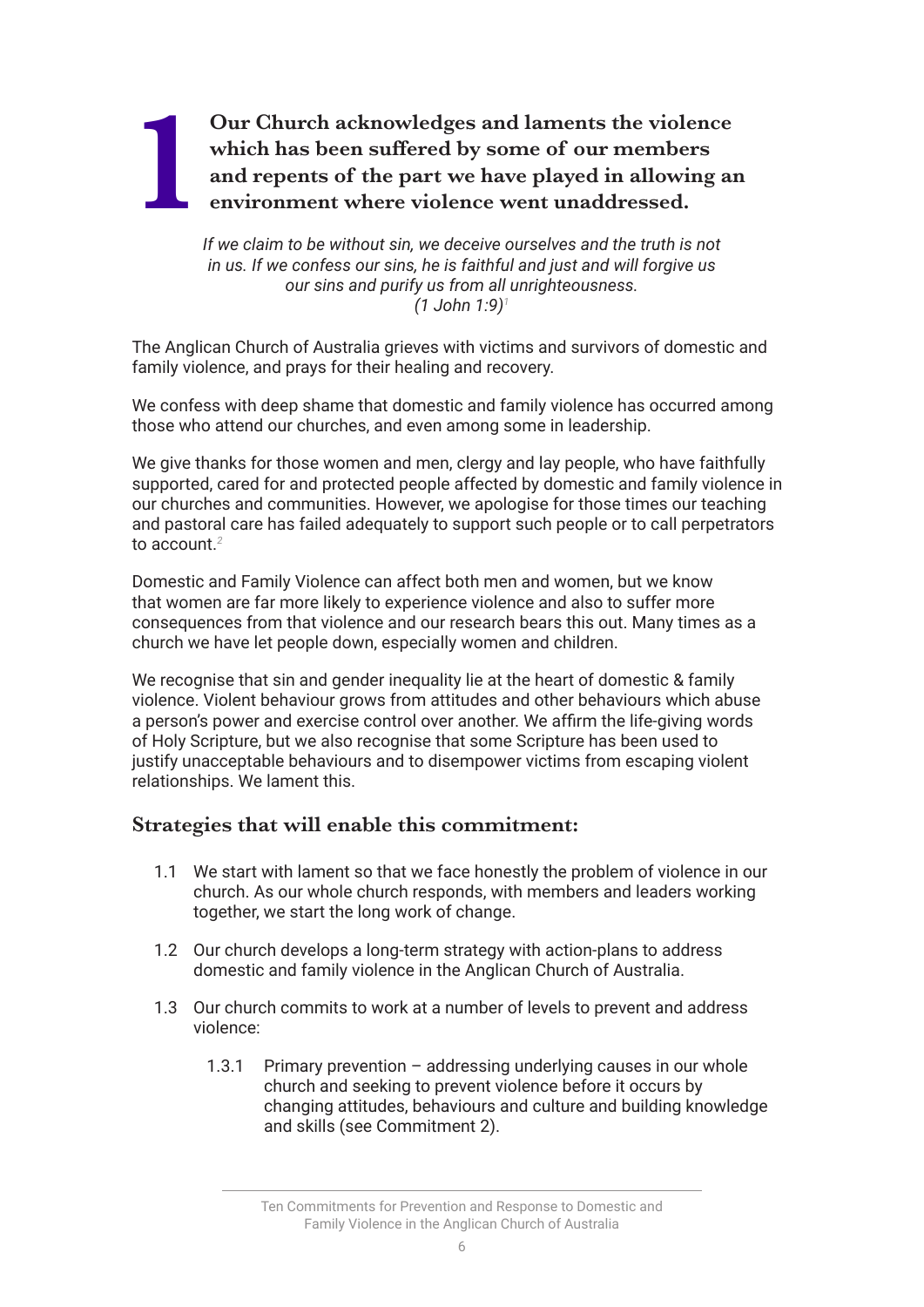# 1 Our Church acknowledges and laments the violence which has been suffered by some of our members and repents of the part we have played in allowing an environment where violence went unaddressed.

*If we claim to be without sin, we deceive ourselves and the truth is not in us. If we confess our sins, he is faithful and just and will forgive us our sins and purify us from all unrighteousness. (1 John 1:9)*[1]

The Anglican Church of Australia grieves with victims and survivors of domestic and family violence, and prays for their healing and recovery.

We confess with deep shame that domestic and family violence has occurred among those who attend our churches, and even among some in leadership.

We give thanks for those women and men, clergy and lay people, who have faithfully supported, cared for and protected people affected by domestic and family violence in our churches and communities. However, we apologise for those times our teaching and pastoral care has failed adequately to support such people or to call perpetrators to account.[2]

Domestic and Family Violence can affect both men and women, but we know that women are far more likely to experience violence and also to suffer more consequences from that violence and our research bears this out. Many times as a church we have let people down, especially women and children.

We recognise that sin and gender inequality lie at the heart of domestic & family violence. Violent behaviour grows from attitudes and other behaviours which abuse a person's power and exercise control over another. We affirm the life-giving words of Holy Scripture, but we also recognise that some Scripture has been used to justify unacceptable behaviours and to disempower victims from escaping violent relationships. We lament this.

## Strategies that will enable this commitment:

1.1 We start with lament so that we face honestly the problem of violence in our church. As our whole church responds, with members and leaders working together, we start the long work of change.

1.2 Our church develops a long-term strategy with action-plans to address domestic and family violence in the Anglican Church of Australia.

1.3 Our church commits to work at a number of levels to prevent and address violence:

1.3.1 Primary prevention – addressing underlying causes in our whole church and seeking to prevent violence before it occurs by changing attitudes, behaviours and culture and building knowledge and skills (see Commitment 2).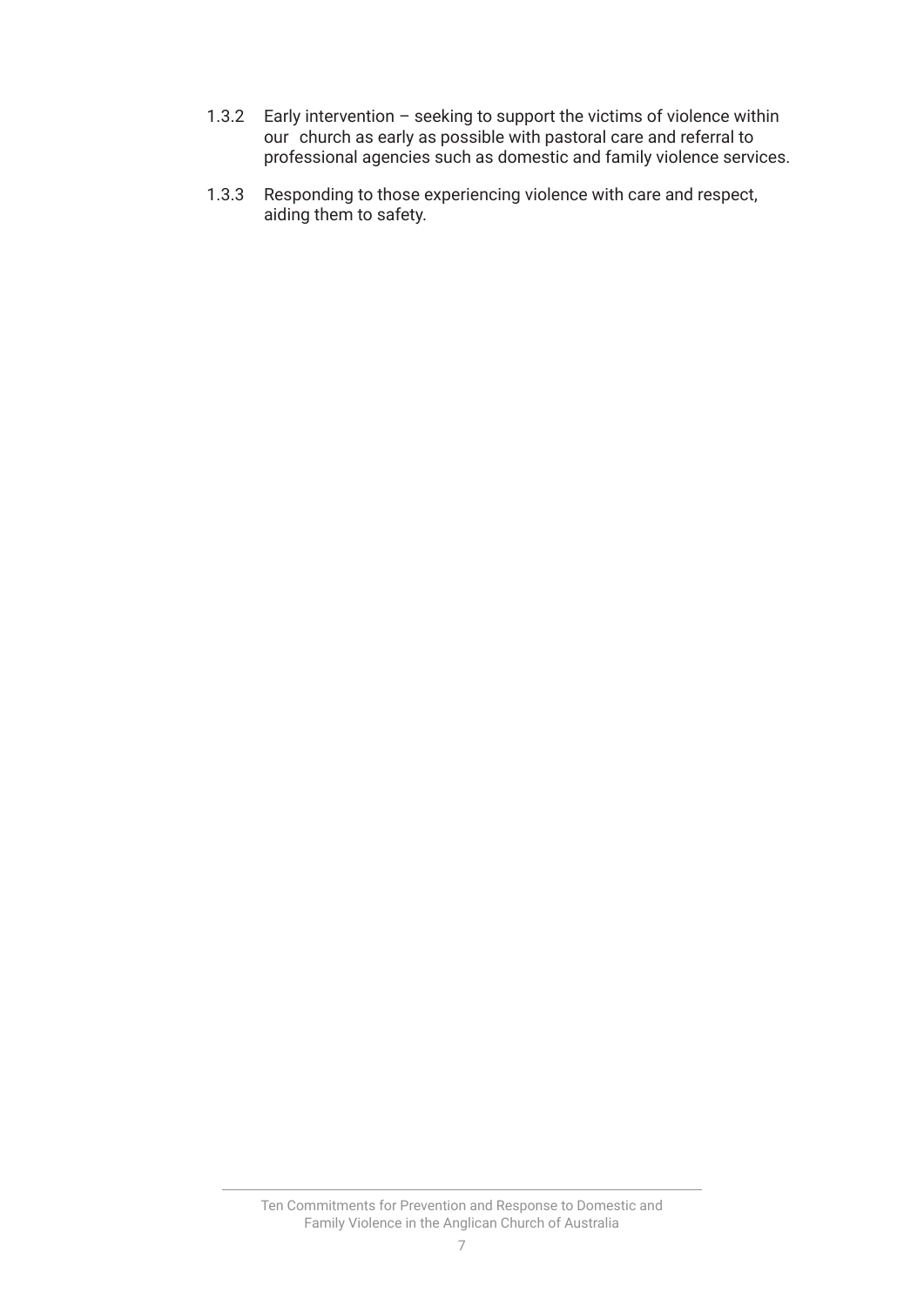1.3.2 Early intervention – seeking to support the victims of violence within our church as early as possible with pastoral care and referral to professional agencies such as domestic and family violence services.

1.3.3 Responding to those experiencing violence with care and respect, aiding them to safety.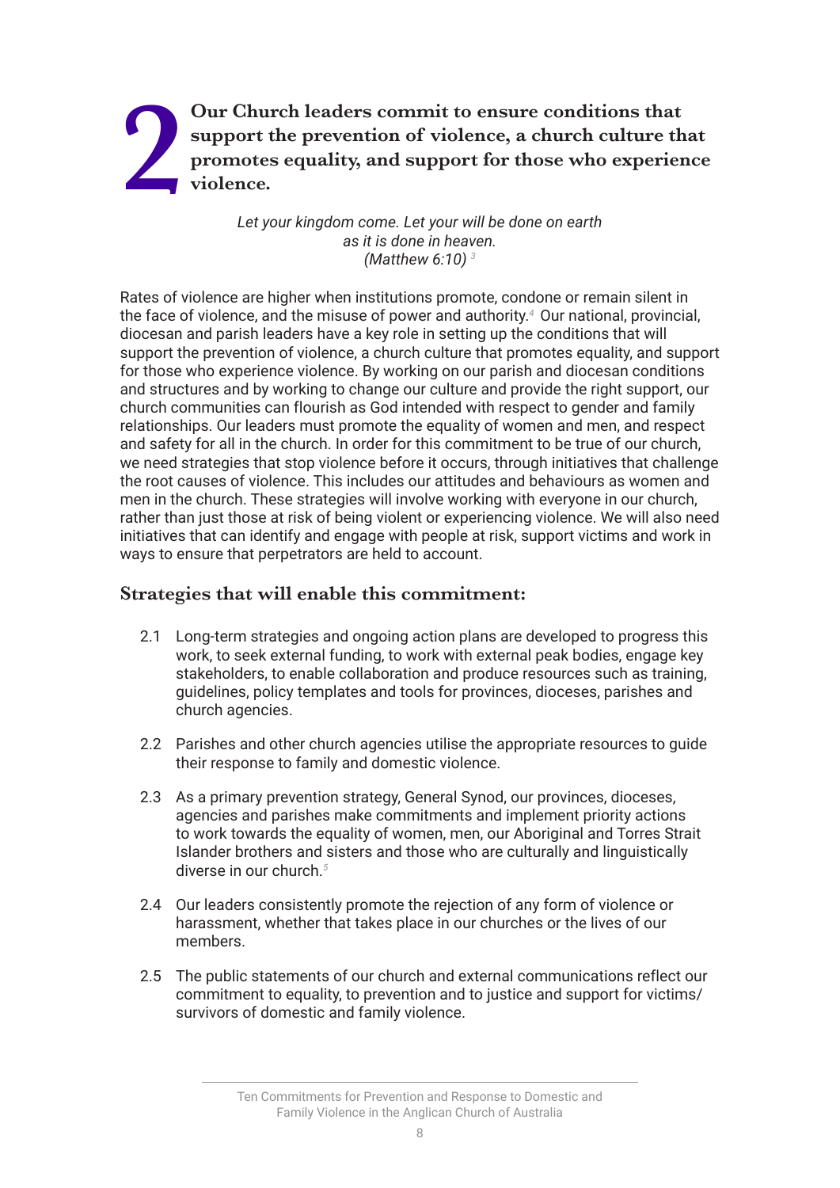# 2 Our Church leaders commit to ensure conditions that support the prevention of violence, a church culture that promotes equality, and support for those who experience violence.

*Let your kingdom come. Let your will be done on earth as it is done in heaven. (Matthew 6:10)* [3]

Rates of violence are higher when institutions promote, condone or remain silent in the face of violence, and the misuse of power and authority.[4] Our national, provincial, diocesan and parish leaders have a key role in setting up the conditions that will support the prevention of violence, a church culture that promotes equality, and support for those who experience violence. By working on our parish and diocesan conditions and structures and by working to change our culture and provide the right support, our church communities can flourish as God intended with respect to gender and family relationships. Our leaders must promote the equality of women and men, and respect and safety for all in the church. In order for this commitment to be true of our church, we need strategies that stop violence before it occurs, through initiatives that challenge the root causes of violence. This includes our attitudes and behaviours as women and men in the church. These strategies will involve working with everyone in our church, rather than just those at risk of being violent or experiencing violence. We will also need initiatives that can identify and engage with people at risk, support victims and work in ways to ensure that perpetrators are held to account.

## Strategies that will enable this commitment:

2.1 Long-term strategies and ongoing action plans are developed to progress this work, to seek external funding, to work with external peak bodies, engage key stakeholders, to enable collaboration and produce resources such as training, guidelines, policy templates and tools for provinces, dioceses, parishes and church agencies.

2.2 Parishes and other church agencies utilise the appropriate resources to guide their response to family and domestic violence.

2.3 As a primary prevention strategy, General Synod, our provinces, dioceses, agencies and parishes make commitments and implement priority actions to work towards the equality of women, men, our Aboriginal and Torres Strait Islander brothers and sisters and those who are culturally and linguistically diverse in our church.[5]

2.4 Our leaders consistently promote the rejection of any form of violence or harassment, whether that takes place in our churches or the lives of our members.

2.5 The public statements of our church and external communications reflect our commitment to equality, to prevention and to justice and support for victims/survivors of domestic and family violence.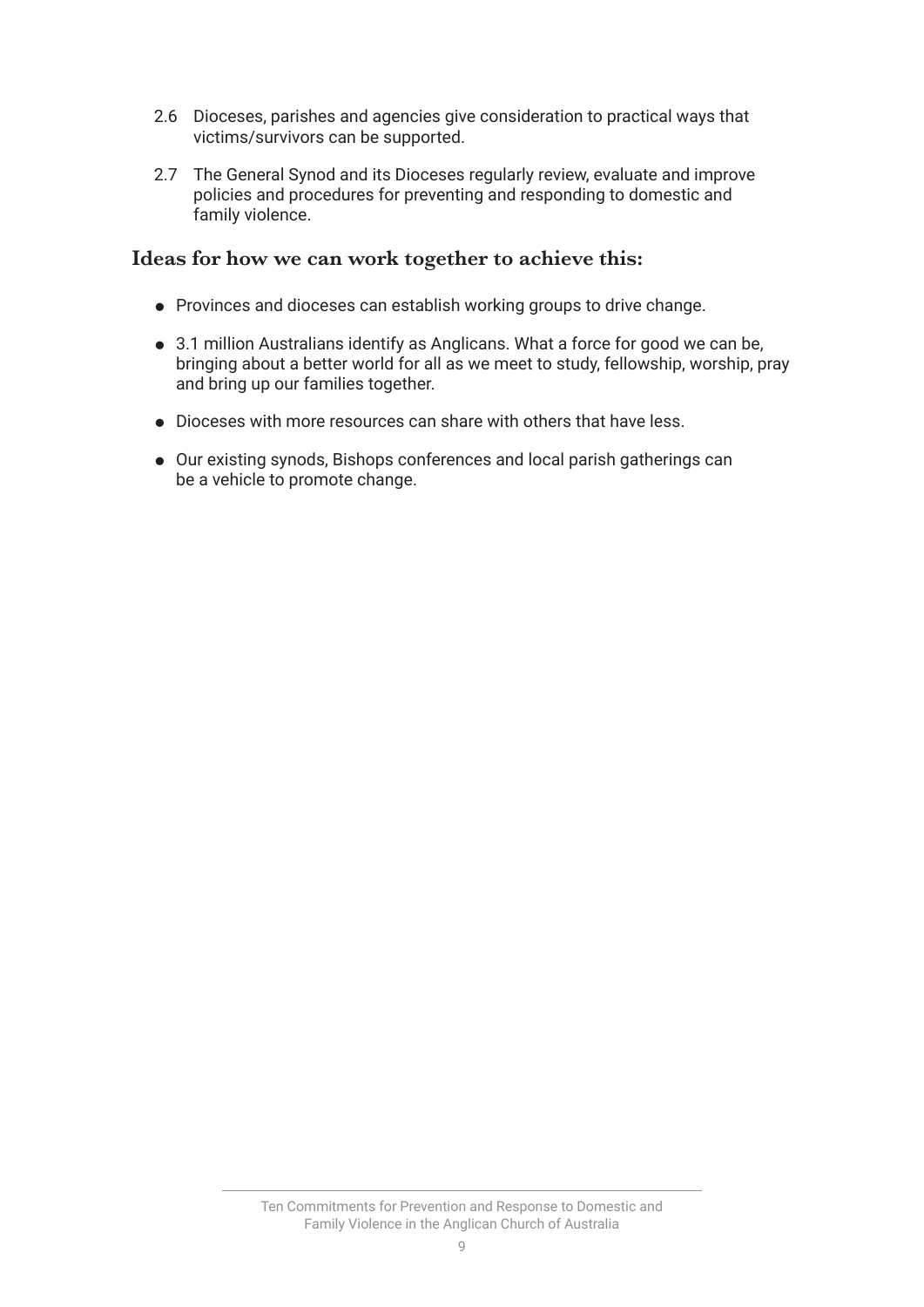2.6 Dioceses, parishes and agencies give consideration to practical ways that victims/survivors can be supported.

2.7 The General Synod and its Dioceses regularly review, evaluate and improve policies and procedures for preventing and responding to domestic and family violence.

### Ideas for how we can work together to achieve this:

- Provinces and dioceses can establish working groups to drive change.
- 3.1 million Australians identify as Anglicans. What a force for good we can be, bringing about a better world for all as we meet to study, fellowship, worship, pray and bring up our families together.
- Dioceses with more resources can share with others that have less.
- Our existing synods, Bishops conferences and local parish gatherings can be a vehicle to promote change.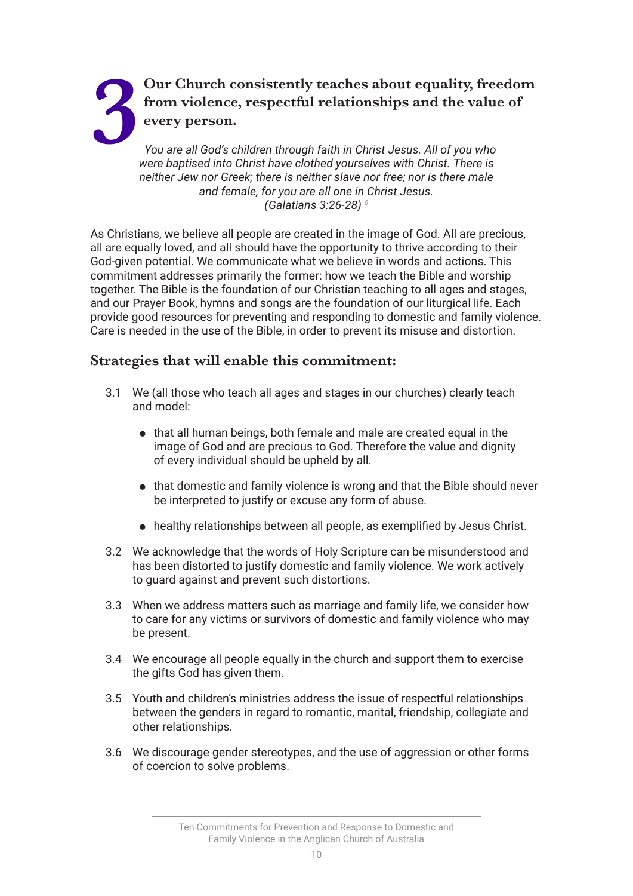# 3 Our Church consistently teaches about equality, freedom from violence, respectful relationships and the value of every person.

*You are all God's children through faith in Christ Jesus. All of you who were baptised into Christ have clothed yourselves with Christ. There is neither Jew nor Greek; there is neither slave nor free; nor is there male and female, for you are all one in Christ Jesus. (Galatians 3:26-28)* [6]

As Christians, we believe all people are created in the image of God. All are precious, all are equally loved, and all should have the opportunity to thrive according to their God-given potential. We communicate what we believe in words and actions. This commitment addresses primarily the former: how we teach the Bible and worship together. The Bible is the foundation of our Christian teaching to all ages and stages, and our Prayer Book, hymns and songs are the foundation of our liturgical life. Each provide good resources for preventing and responding to domestic and family violence. Care is needed in the use of the Bible, in order to prevent its misuse and distortion.

## Strategies that will enable this commitment:

3.1 We (all those who teach all ages and stages in our churches) clearly teach and model:

- that all human beings, both female and male are created equal in the image of God and are precious to God. Therefore the value and dignity of every individual should be upheld by all.
- that domestic and family violence is wrong and that the Bible should never be interpreted to justify or excuse any form of abuse.
- healthy relationships between all people, as exemplified by Jesus Christ.

3.2 We acknowledge that the words of Holy Scripture can be misunderstood and has been distorted to justify domestic and family violence. We work actively to guard against and prevent such distortions.

3.3 When we address matters such as marriage and family life, we consider how to care for any victims or survivors of domestic and family violence who may be present.

3.4 We encourage all people equally in the church and support them to exercise the gifts God has given them.

3.5 Youth and children's ministries address the issue of respectful relationships between the genders in regard to romantic, marital, friendship, collegiate and other relationships.

3.6 We discourage gender stereotypes, and the use of aggression or other forms of coercion to solve problems.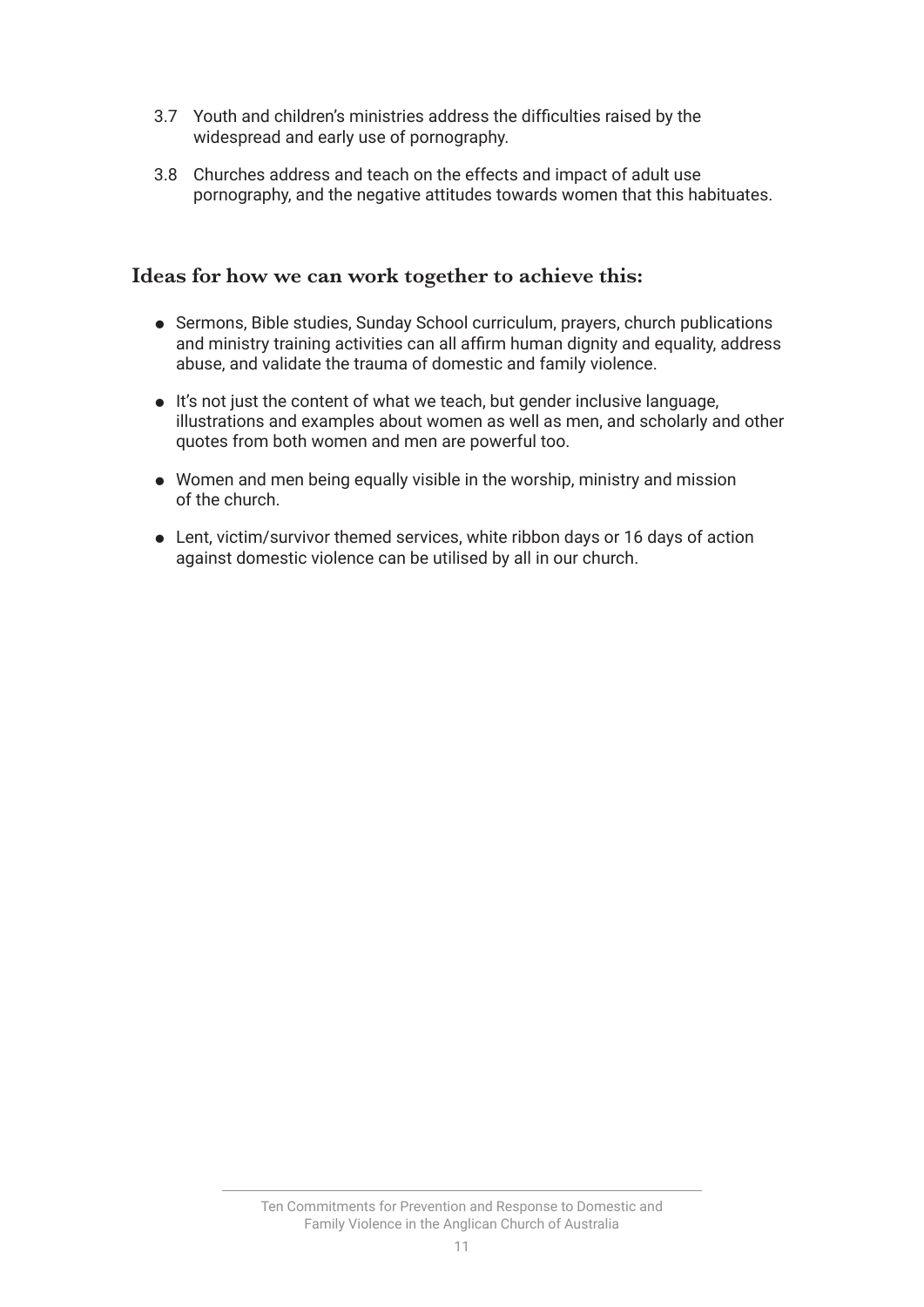3.7 Youth and children's ministries address the difficulties raised by the widespread and early use of pornography.

3.8 Churches address and teach on the effects and impact of adult use pornography, and the negative attitudes towards women that this habituates.

## Ideas for how we can work together to achieve this:

- Sermons, Bible studies, Sunday School curriculum, prayers, church publications and ministry training activities can all affirm human dignity and equality, address abuse, and validate the trauma of domestic and family violence.
- It's not just the content of what we teach, but gender inclusive language, illustrations and examples about women as well as men, and scholarly and other quotes from both women and men are powerful too.
- Women and men being equally visible in the worship, ministry and mission of the church.
- Lent, victim/survivor themed services, white ribbon days or 16 days of action against domestic violence can be utilised by all in our church.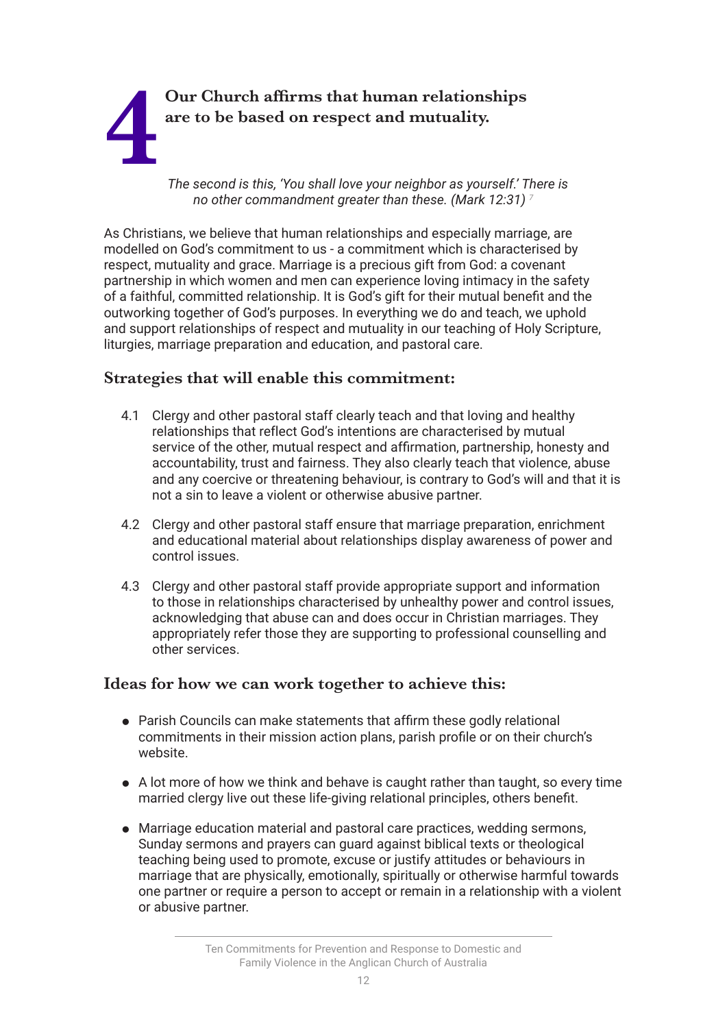# 4 Our Church affirms that human relationships are to be based on respect and mutuality.

*The second is this, 'You shall love your neighbor as yourself.' There is no other commandment greater than these. (Mark 12:31)* [7]

As Christians, we believe that human relationships and especially marriage, are modelled on God's commitment to us - a commitment which is characterised by respect, mutuality and grace. Marriage is a precious gift from God: a covenant partnership in which women and men can experience loving intimacy in the safety of a faithful, committed relationship. It is God's gift for their mutual benefit and the outworking together of God's purposes. In everything we do and teach, we uphold and support relationships of respect and mutuality in our teaching of Holy Scripture, liturgies, marriage preparation and education, and pastoral care.

## Strategies that will enable this commitment:

4.1 Clergy and other pastoral staff clearly teach and that loving and healthy relationships that reflect God's intentions are characterised by mutual service of the other, mutual respect and affirmation, partnership, honesty and accountability, trust and fairness. They also clearly teach that violence, abuse and any coercive or threatening behaviour, is contrary to God's will and that it is not a sin to leave a violent or otherwise abusive partner.

4.2 Clergy and other pastoral staff ensure that marriage preparation, enrichment and educational material about relationships display awareness of power and control issues.

4.3 Clergy and other pastoral staff provide appropriate support and information to those in relationships characterised by unhealthy power and control issues, acknowledging that abuse can and does occur in Christian marriages. They appropriately refer those they are supporting to professional counselling and other services.

## Ideas for how we can work together to achieve this:

- Parish Councils can make statements that affirm these godly relational commitments in their mission action plans, parish profile or on their church's website.
- A lot more of how we think and behave is caught rather than taught, so every time married clergy live out these life-giving relational principles, others benefit.
- Marriage education material and pastoral care practices, wedding sermons, Sunday sermons and prayers can guard against biblical texts or theological teaching being used to promote, excuse or justify attitudes or behaviours in marriage that are physically, emotionally, spiritually or otherwise harmful towards one partner or require a person to accept or remain in a relationship with a violent or abusive partner.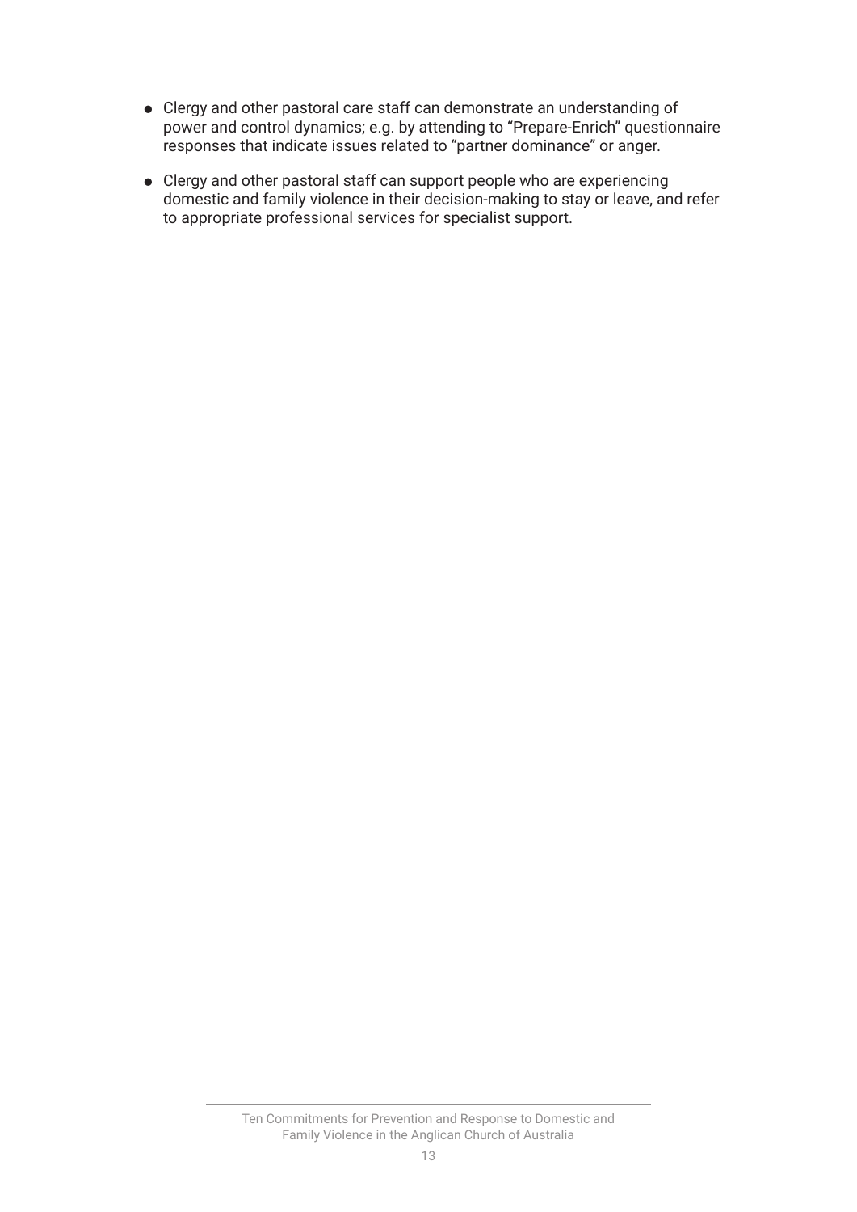- Clergy and other pastoral care staff can demonstrate an understanding of power and control dynamics; e.g. by attending to "Prepare-Enrich" questionnaire responses that indicate issues related to "partner dominance" or anger.
- Clergy and other pastoral staff can support people who are experiencing domestic and family violence in their decision-making to stay or leave, and refer to appropriate professional services for specialist support.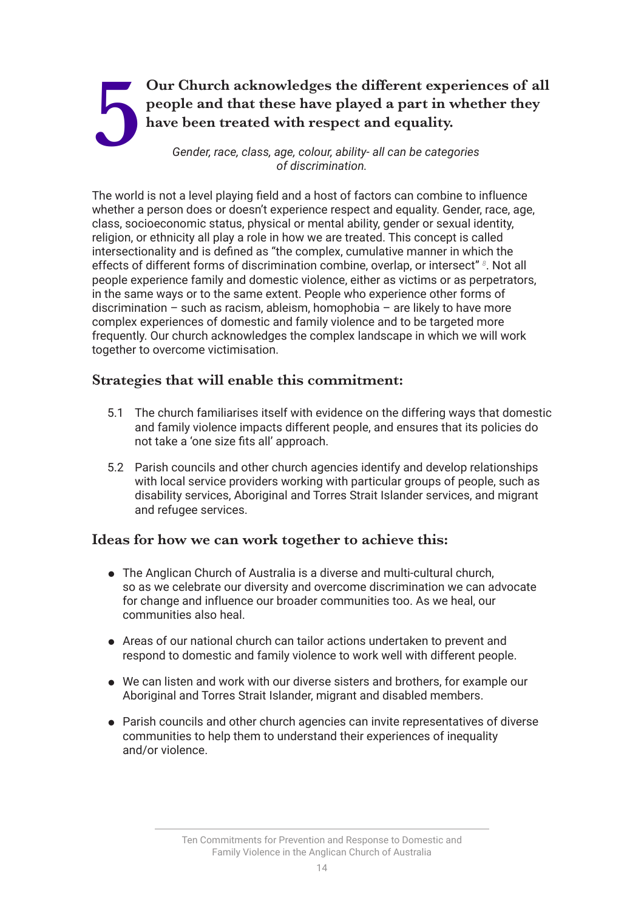# 5 Our Church acknowledges the different experiences of all people and that these have played a part in whether they have been treated with respect and equality.

*Gender, race, class, age, colour, ability- all can be categories of discrimination.*

The world is not a level playing field and a host of factors can combine to influence whether a person does or doesn't experience respect and equality. Gender, race, age, class, socioeconomic status, physical or mental ability, gender or sexual identity, religion, or ethnicity all play a role in how we are treated. This concept is called intersectionality and is defined as "the complex, cumulative manner in which the effects of different forms of discrimination combine, overlap, or intersect" [8]. Not all people experience family and domestic violence, either as victims or as perpetrators, in the same ways or to the same extent. People who experience other forms of discrimination – such as racism, ableism, homophobia – are likely to have more complex experiences of domestic and family violence and to be targeted more frequently. Our church acknowledges the complex landscape in which we will work together to overcome victimisation.

## Strategies that will enable this commitment:

5.1 The church familiarises itself with evidence on the differing ways that domestic and family violence impacts different people, and ensures that its policies do not take a 'one size fits all' approach.

5.2 Parish councils and other church agencies identify and develop relationships with local service providers working with particular groups of people, such as disability services, Aboriginal and Torres Strait Islander services, and migrant and refugee services.

## Ideas for how we can work together to achieve this:

- The Anglican Church of Australia is a diverse and multi-cultural church, so as we celebrate our diversity and overcome discrimination we can advocate for change and influence our broader communities too. As we heal, our communities also heal.
- Areas of our national church can tailor actions undertaken to prevent and respond to domestic and family violence to work well with different people.
- We can listen and work with our diverse sisters and brothers, for example our Aboriginal and Torres Strait Islander, migrant and disabled members.
- Parish councils and other church agencies can invite representatives of diverse communities to help them to understand their experiences of inequality and/or violence.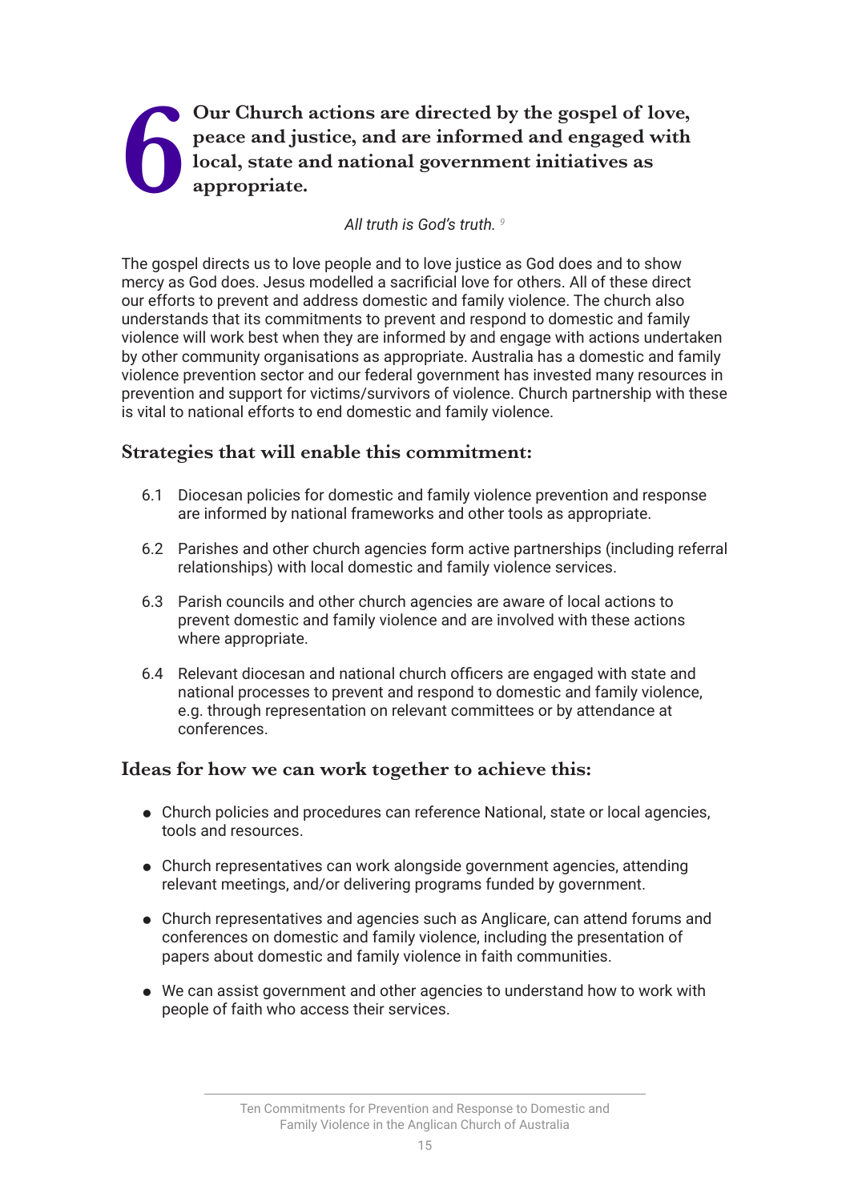# 6 Our Church actions are directed by the gospel of love, peace and justice, and are informed and engaged with local, state and national government initiatives as appropriate.

*All truth is God's truth.* [9]

The gospel directs us to love people and to love justice as God does and to show mercy as God does. Jesus modelled a sacrificial love for others. All of these direct our efforts to prevent and address domestic and family violence. The church also understands that its commitments to prevent and respond to domestic and family violence will work best when they are informed by and engage with actions undertaken by other community organisations as appropriate. Australia has a domestic and family violence prevention sector and our federal government has invested many resources in prevention and support for victims/survivors of violence. Church partnership with these is vital to national efforts to end domestic and family violence.

## Strategies that will enable this commitment:

6.1 Diocesan policies for domestic and family violence prevention and response are informed by national frameworks and other tools as appropriate.

6.2 Parishes and other church agencies form active partnerships (including referral relationships) with local domestic and family violence services.

6.3 Parish councils and other church agencies are aware of local actions to prevent domestic and family violence and are involved with these actions where appropriate.

6.4 Relevant diocesan and national church officers are engaged with state and national processes to prevent and respond to domestic and family violence, e.g. through representation on relevant committees or by attendance at conferences.

## Ideas for how we can work together to achieve this:

- Church policies and procedures can reference National, state or local agencies, tools and resources.
- Church representatives can work alongside government agencies, attending relevant meetings, and/or delivering programs funded by government.
- Church representatives and agencies such as Anglicare, can attend forums and conferences on domestic and family violence, including the presentation of papers about domestic and family violence in faith communities.
- We can assist government and other agencies to understand how to work with people of faith who access their services.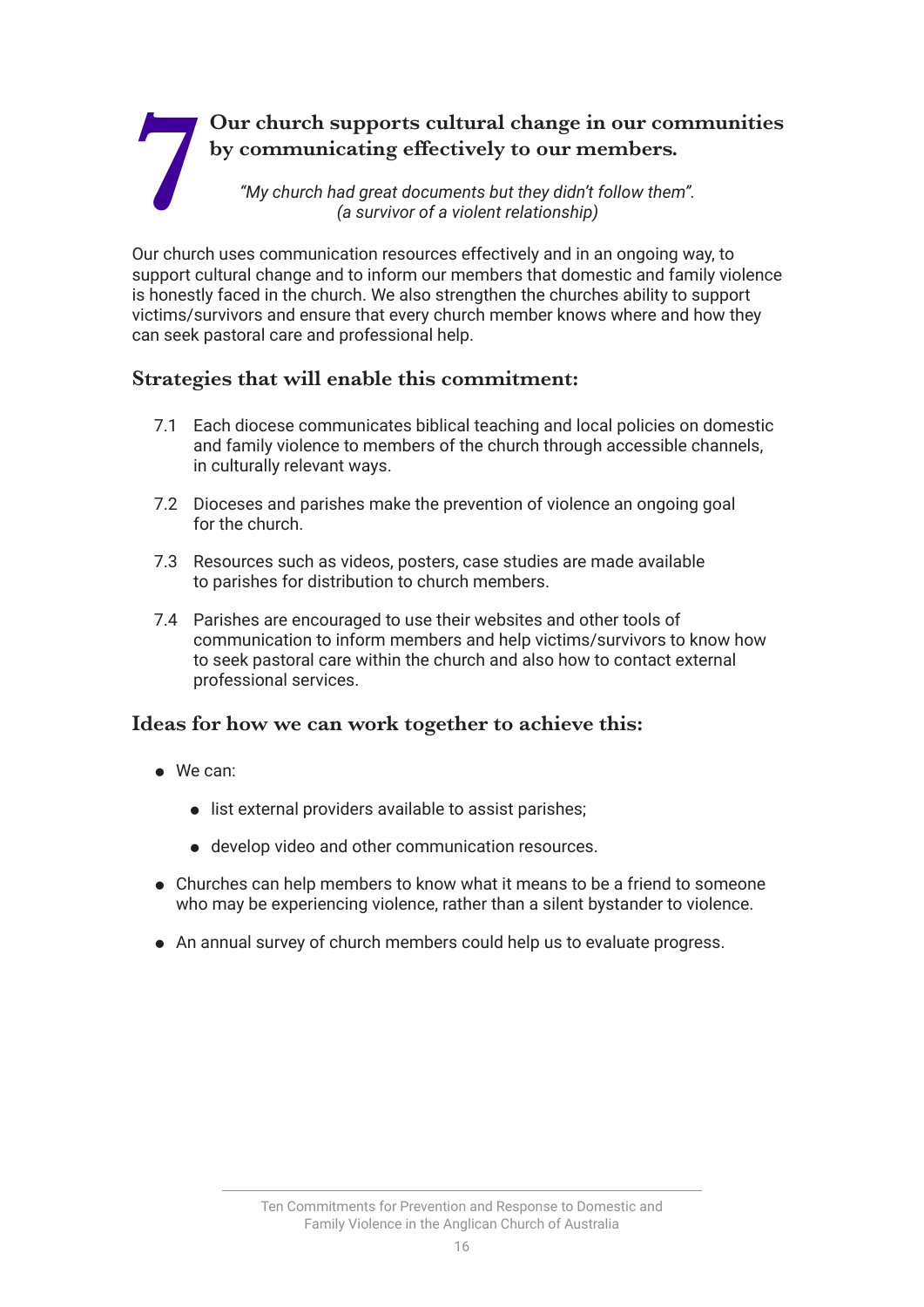# 7 Our church supports cultural change in our communities by communicating effectively to our members.

*"My church had great documents but they didn't follow them".*
*(a survivor of a violent relationship)*

Our church uses communication resources effectively and in an ongoing way, to support cultural change and to inform our members that domestic and family violence is honestly faced in the church. We also strengthen the churches ability to support victims/survivors and ensure that every church member knows where and how they can seek pastoral care and professional help.

## Strategies that will enable this commitment:

7.1 Each diocese communicates biblical teaching and local policies on domestic and family violence to members of the church through accessible channels, in culturally relevant ways.

7.2 Dioceses and parishes make the prevention of violence an ongoing goal for the church.

7.3 Resources such as videos, posters, case studies are made available to parishes for distribution to church members.

7.4 Parishes are encouraged to use their websites and other tools of communication to inform members and help victims/survivors to know how to seek pastoral care within the church and also how to contact external professional services.

## Ideas for how we can work together to achieve this:

- We can:
  - list external providers available to assist parishes;
  - develop video and other communication resources.
- Churches can help members to know what it means to be a friend to someone who may be experiencing violence, rather than a silent bystander to violence.
- An annual survey of church members could help us to evaluate progress.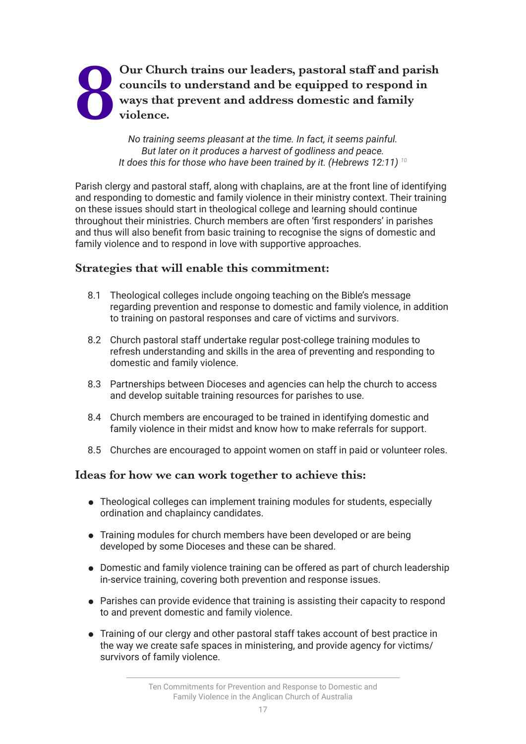# 8 Our Church trains our leaders, pastoral staff and parish councils to understand and be equipped to respond in ways that prevent and address domestic and family violence.

*No training seems pleasant at the time. In fact, it seems painful.*
*But later on it produces a harvest of godliness and peace.*
*It does this for those who have been trained by it. (Hebrews 12:11)* [10]

Parish clergy and pastoral staff, along with chaplains, are at the front line of identifying and responding to domestic and family violence in their ministry context. Their training on these issues should start in theological college and learning should continue throughout their ministries. Church members are often 'first responders' in parishes and thus will also benefit from basic training to recognise the signs of domestic and family violence and to respond in love with supportive approaches.

## Strategies that will enable this commitment:

8.1 Theological colleges include ongoing teaching on the Bible's message regarding prevention and response to domestic and family violence, in addition to training on pastoral responses and care of victims and survivors.

8.2 Church pastoral staff undertake regular post-college training modules to refresh understanding and skills in the area of preventing and responding to domestic and family violence.

8.3 Partnerships between Dioceses and agencies can help the church to access and develop suitable training resources for parishes to use.

8.4 Church members are encouraged to be trained in identifying domestic and family violence in their midst and know how to make referrals for support.

8.5 Churches are encouraged to appoint women on staff in paid or volunteer roles.

## Ideas for how we can work together to achieve this:

- Theological colleges can implement training modules for students, especially ordination and chaplaincy candidates.
- Training modules for church members have been developed or are being developed by some Dioceses and these can be shared.
- Domestic and family violence training can be offered as part of church leadership in-service training, covering both prevention and response issues.
- Parishes can provide evidence that training is assisting their capacity to respond to and prevent domestic and family violence.
- Training of our clergy and other pastoral staff takes account of best practice in the way we create safe spaces in ministering, and provide agency for victims/survivors of family violence.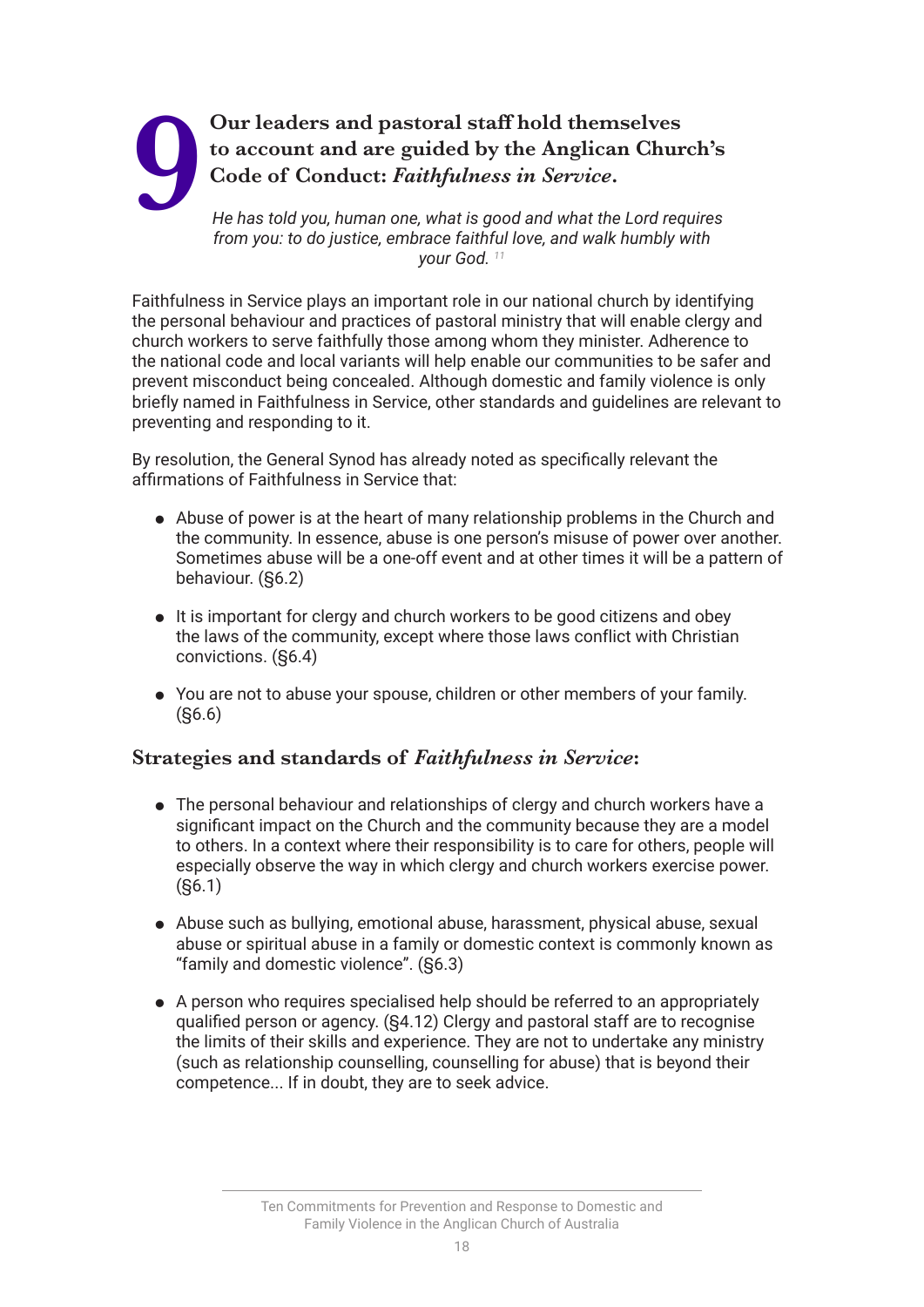# 9 Our leaders and pastoral staff hold themselves to account and are guided by the Anglican Church's Code of Conduct: *Faithfulness in Service*.

*He has told you, human one, what is good and what the Lord requires from you: to do justice, embrace faithful love, and walk humbly with your God.* [11]

Faithfulness in Service plays an important role in our national church by identifying the personal behaviour and practices of pastoral ministry that will enable clergy and church workers to serve faithfully those among whom they minister. Adherence to the national code and local variants will help enable our communities to be safer and prevent misconduct being concealed. Although domestic and family violence is only briefly named in Faithfulness in Service, other standards and guidelines are relevant to preventing and responding to it.

By resolution, the General Synod has already noted as specifically relevant the affirmations of Faithfulness in Service that:

- Abuse of power is at the heart of many relationship problems in the Church and the community. In essence, abuse is one person's misuse of power over another. Sometimes abuse will be a one-off event and at other times it will be a pattern of behaviour. (§6.2)
- It is important for clergy and church workers to be good citizens and obey the laws of the community, except where those laws conflict with Christian convictions. (§6.4)
- You are not to abuse your spouse, children or other members of your family. (§6.6)

## Strategies and standards of *Faithfulness in Service*:

- The personal behaviour and relationships of clergy and church workers have a significant impact on the Church and the community because they are a model to others. In a context where their responsibility is to care for others, people will especially observe the way in which clergy and church workers exercise power. (§6.1)
- Abuse such as bullying, emotional abuse, harassment, physical abuse, sexual abuse or spiritual abuse in a family or domestic context is commonly known as "family and domestic violence". (§6.3)
- A person who requires specialised help should be referred to an appropriately qualified person or agency. (§4.12) Clergy and pastoral staff are to recognise the limits of their skills and experience. They are not to undertake any ministry (such as relationship counselling, counselling for abuse) that is beyond their competence... If in doubt, they are to seek advice.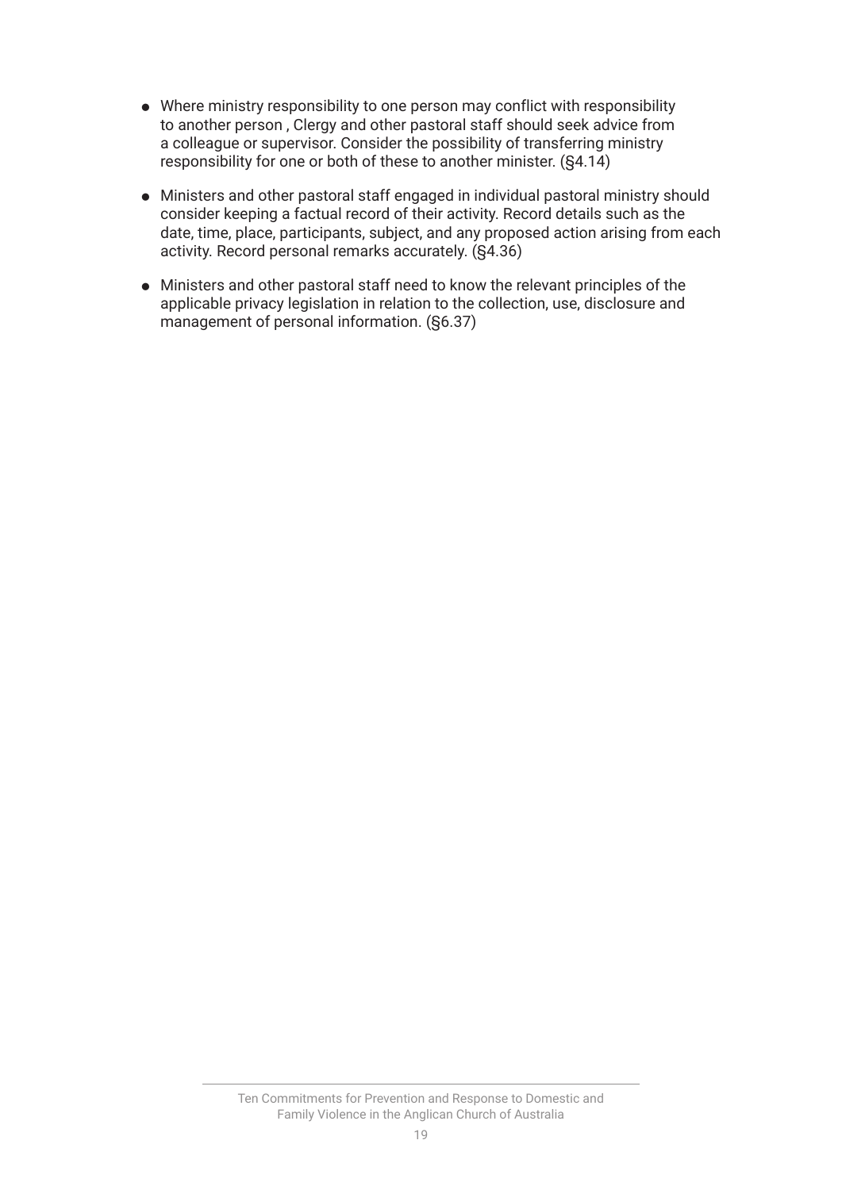- Where ministry responsibility to one person may conflict with responsibility to another person , Clergy and other pastoral staff should seek advice from a colleague or supervisor. Consider the possibility of transferring ministry responsibility for one or both of these to another minister. (§4.14)
- Ministers and other pastoral staff engaged in individual pastoral ministry should consider keeping a factual record of their activity. Record details such as the date, time, place, participants, subject, and any proposed action arising from each activity. Record personal remarks accurately. (§4.36)
- Ministers and other pastoral staff need to know the relevant principles of the applicable privacy legislation in relation to the collection, use, disclosure and management of personal information. (§6.37)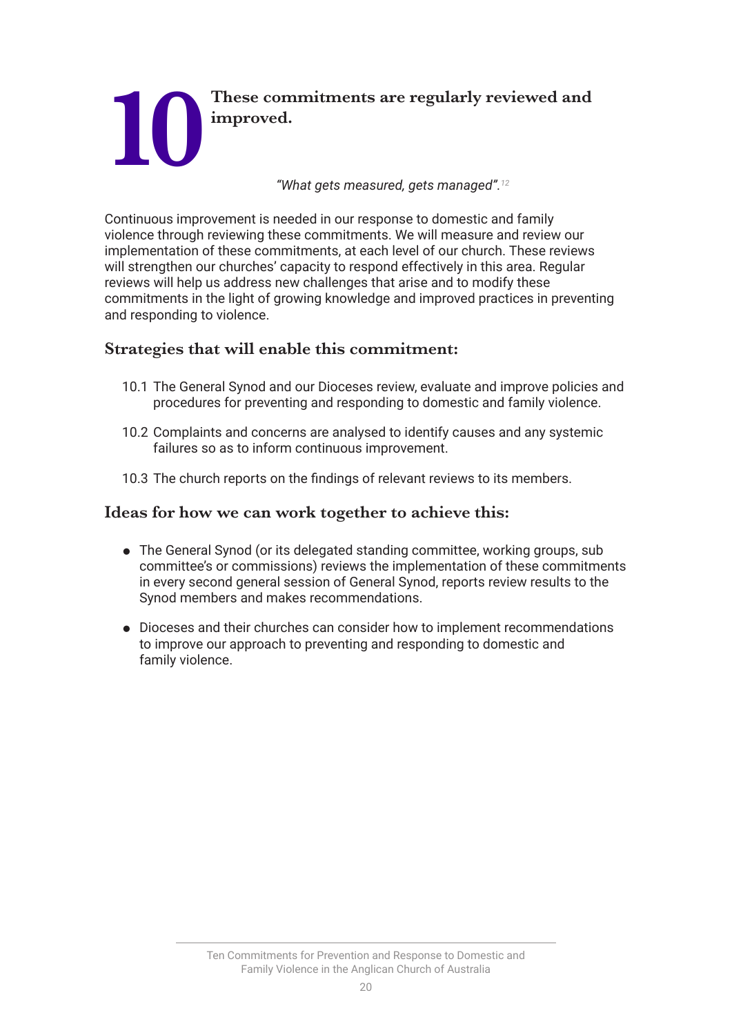# 10 These commitments are regularly reviewed and improved.

*"What gets measured, gets managed".*[12]

Continuous improvement is needed in our response to domestic and family violence through reviewing these commitments. We will measure and review our implementation of these commitments, at each level of our church. These reviews will strengthen our churches' capacity to respond effectively in this area. Regular reviews will help us address new challenges that arise and to modify these commitments in the light of growing knowledge and improved practices in preventing and responding to violence.

## Strategies that will enable this commitment:

10.1 The General Synod and our Dioceses review, evaluate and improve policies and procedures for preventing and responding to domestic and family violence.

10.2 Complaints and concerns are analysed to identify causes and any systemic failures so as to inform continuous improvement.

10.3 The church reports on the findings of relevant reviews to its members.

## Ideas for how we can work together to achieve this:

- The General Synod (or its delegated standing committee, working groups, sub committee's or commissions) reviews the implementation of these commitments in every second general session of General Synod, reports review results to the Synod members and makes recommendations.
- Dioceses and their churches can consider how to implement recommendations to improve our approach to preventing and responding to domestic and family violence.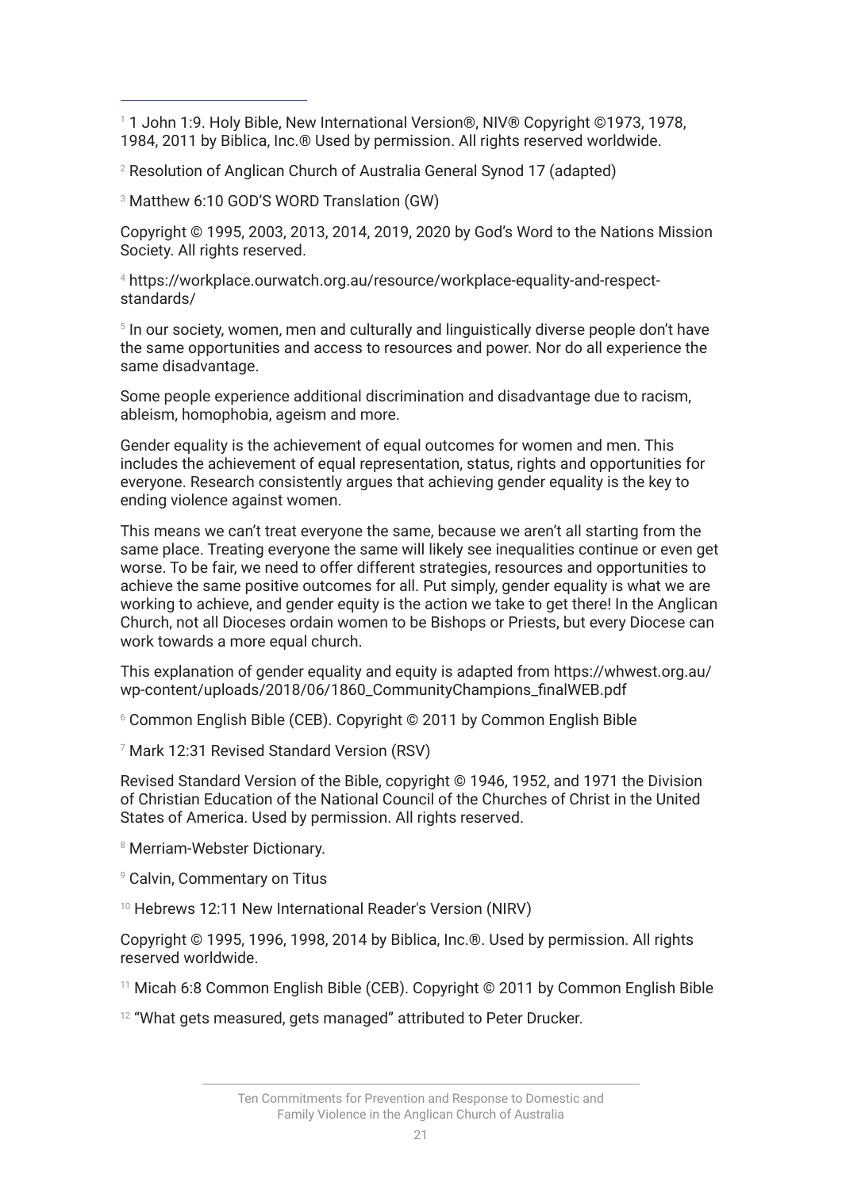[1] 1 John 1:9. Holy Bible, New International Version®, NIV® Copyright ©1973, 1978, 1984, 2011 by Biblica, Inc.® Used by permission. All rights reserved worldwide.

[2] Resolution of Anglican Church of Australia General Synod 17 (adapted)

[3] Matthew 6:10 GOD'S WORD Translation (GW)

Copyright © 1995, 2003, 2013, 2014, 2019, 2020 by God's Word to the Nations Mission Society. All rights reserved.

[4] https://workplace.ourwatch.org.au/resource/workplace-equality-and-respect-standards/

[5] In our society, women, men and culturally and linguistically diverse people don't have the same opportunities and access to resources and power. Nor do all experience the same disadvantage.

Some people experience additional discrimination and disadvantage due to racism, ableism, homophobia, ageism and more.

Gender equality is the achievement of equal outcomes for women and men. This includes the achievement of equal representation, status, rights and opportunities for everyone. Research consistently argues that achieving gender equality is the key to ending violence against women.

This means we can't treat everyone the same, because we aren't all starting from the same place. Treating everyone the same will likely see inequalities continue or even get worse. To be fair, we need to offer different strategies, resources and opportunities to achieve the same positive outcomes for all. Put simply, gender equality is what we are working to achieve, and gender equity is the action we take to get there! In the Anglican Church, not all Dioceses ordain women to be Bishops or Priests, but every Diocese can work towards a more equal church.

This explanation of gender equality and equity is adapted from https://whwest.org.au/wp-content/uploads/2018/06/1860_CommunityChampions_finalWEB.pdf

[6] Common English Bible (CEB). Copyright © 2011 by Common English Bible

[7] Mark 12:31 Revised Standard Version (RSV)

Revised Standard Version of the Bible, copyright © 1946, 1952, and 1971 the Division of Christian Education of the National Council of the Churches of Christ in the United States of America. Used by permission. All rights reserved.

[8] Merriam-Webster Dictionary.

[9] Calvin, Commentary on Titus

[10] Hebrews 12:11 New International Reader's Version (NIRV)

Copyright © 1995, 1996, 1998, 2014 by Biblica, Inc.®. Used by permission. All rights reserved worldwide.

[11] Micah 6:8 Common English Bible (CEB). Copyright © 2011 by Common English Bible

[12] "What gets measured, gets managed" attributed to Peter Drucker.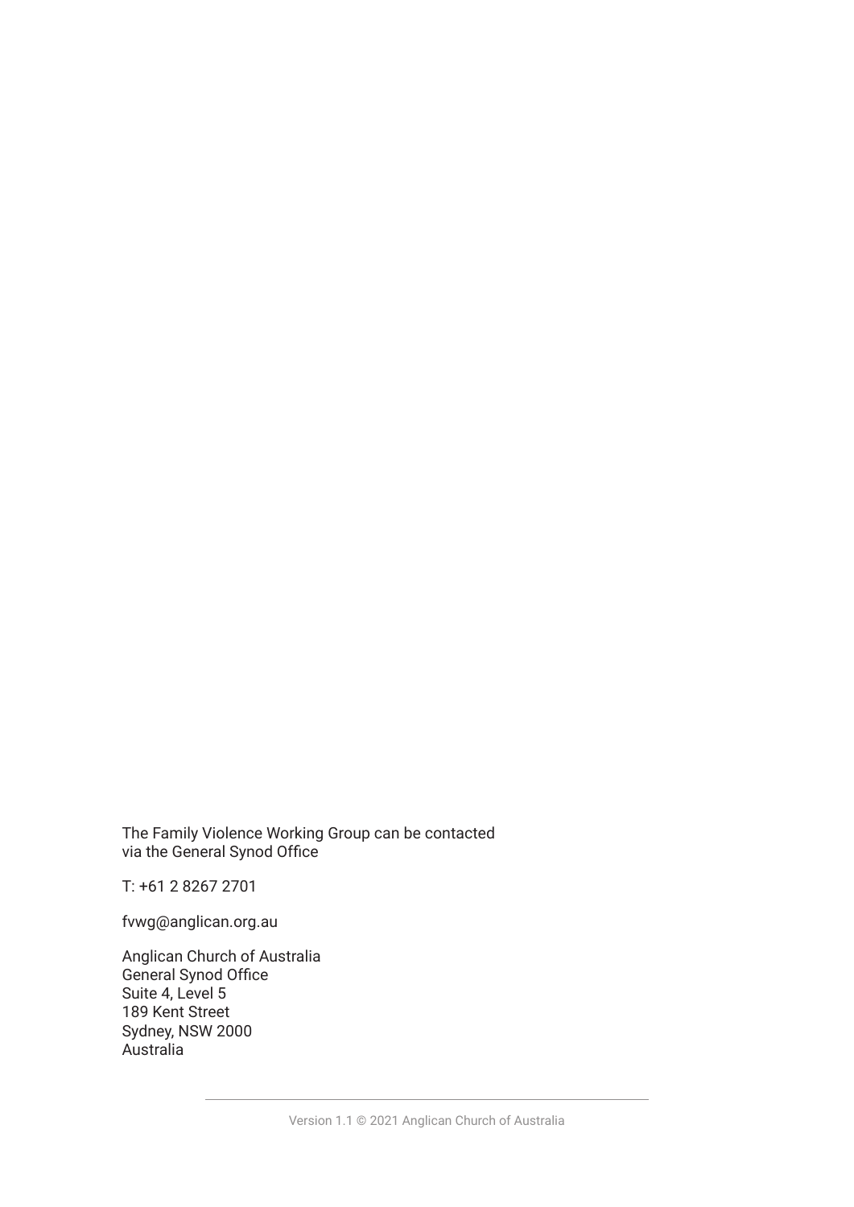The Family Violence Working Group can be contacted
via the General Synod Office

T: +61 2 8267 2701

fvwg@anglican.org.au

Anglican Church of Australia
General Synod Office
Suite 4, Level 5
189 Kent Street
Sydney, NSW 2000
Australia

Version 1.1 © 2021 Anglican Church of Australia